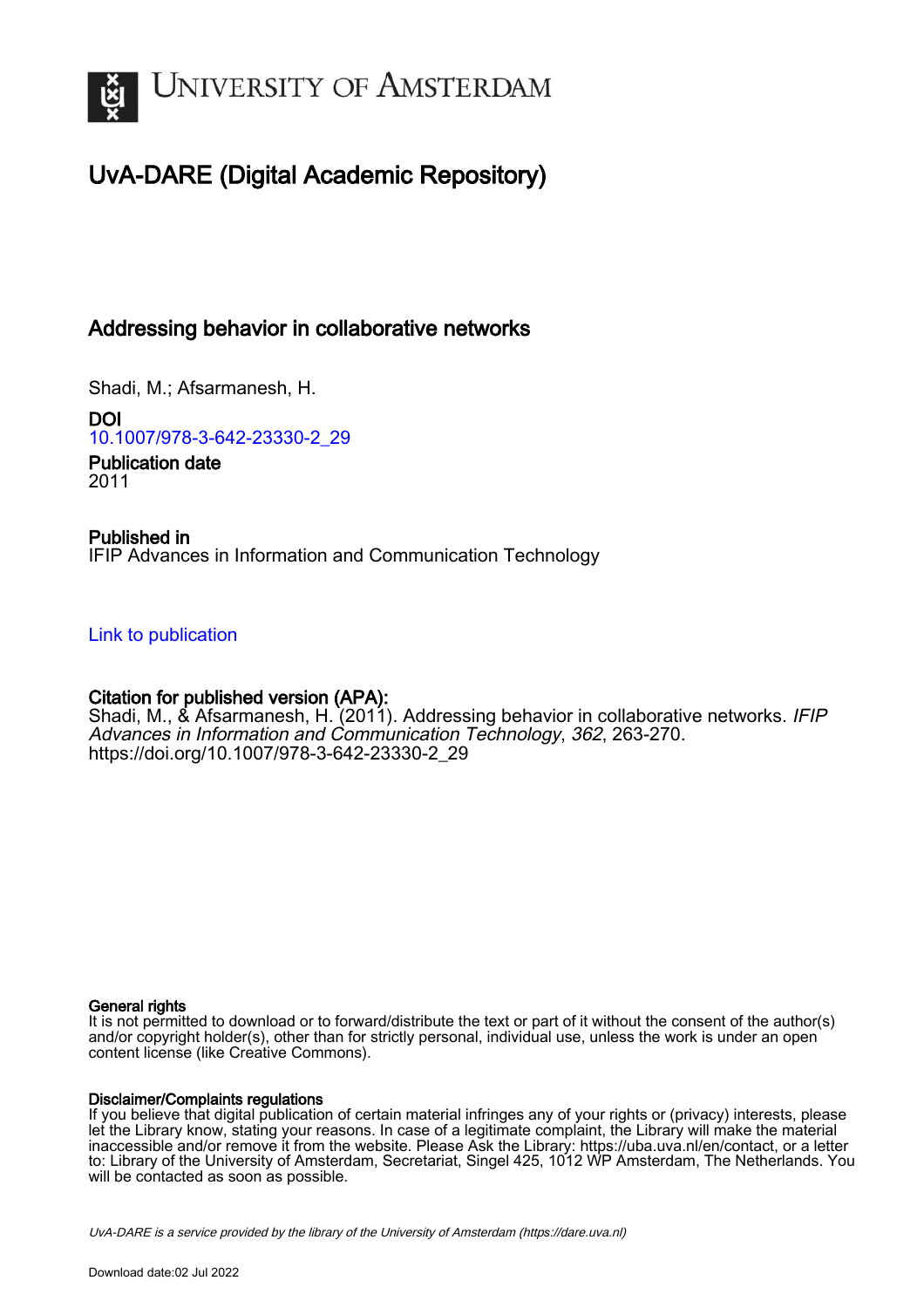# University of Amsterdam

## UvA-DARE (Digital Academic Repository)

### Addressing behavior in collaborative networks

Shadi, M.; Afsarmanesh, H.

**DOI**
10.1007/978-3-642-23330-2_29

**Publication date**
2011

**Published in**
IFIP Advances in Information and Communication Technology

Link to publication

**Citation for published version (APA):**
Shadi, M., & Afsarmanesh, H. (2011). Addressing behavior in collaborative networks. *IFIP Advances in Information and Communication Technology*, *362*, 263-270. https://doi.org/10.1007/978-3-642-23330-2_29

**General rights**
It is not permitted to download or to forward/distribute the text or part of it without the consent of the author(s) and/or copyright holder(s), other than for strictly personal, individual use, unless the work is under an open content license (like Creative Commons).

**Disclaimer/Complaints regulations**
If you believe that digital publication of certain material infringes any of your rights or (privacy) interests, please let the Library know, stating your reasons. In case of a legitimate complaint, the Library will make the material inaccessible and/or remove it from the website. Please Ask the Library: https://uba.uva.nl/en/contact, or a letter to: Library of the University of Amsterdam, Secretariat, Singel 425, 1012 WP Amsterdam, The Netherlands. You will be contacted as soon as possible.

*UvA-DARE is a service provided by the library of the University of Amsterdam (https://dare.uva.nl)*

Download date:02 Jul 2022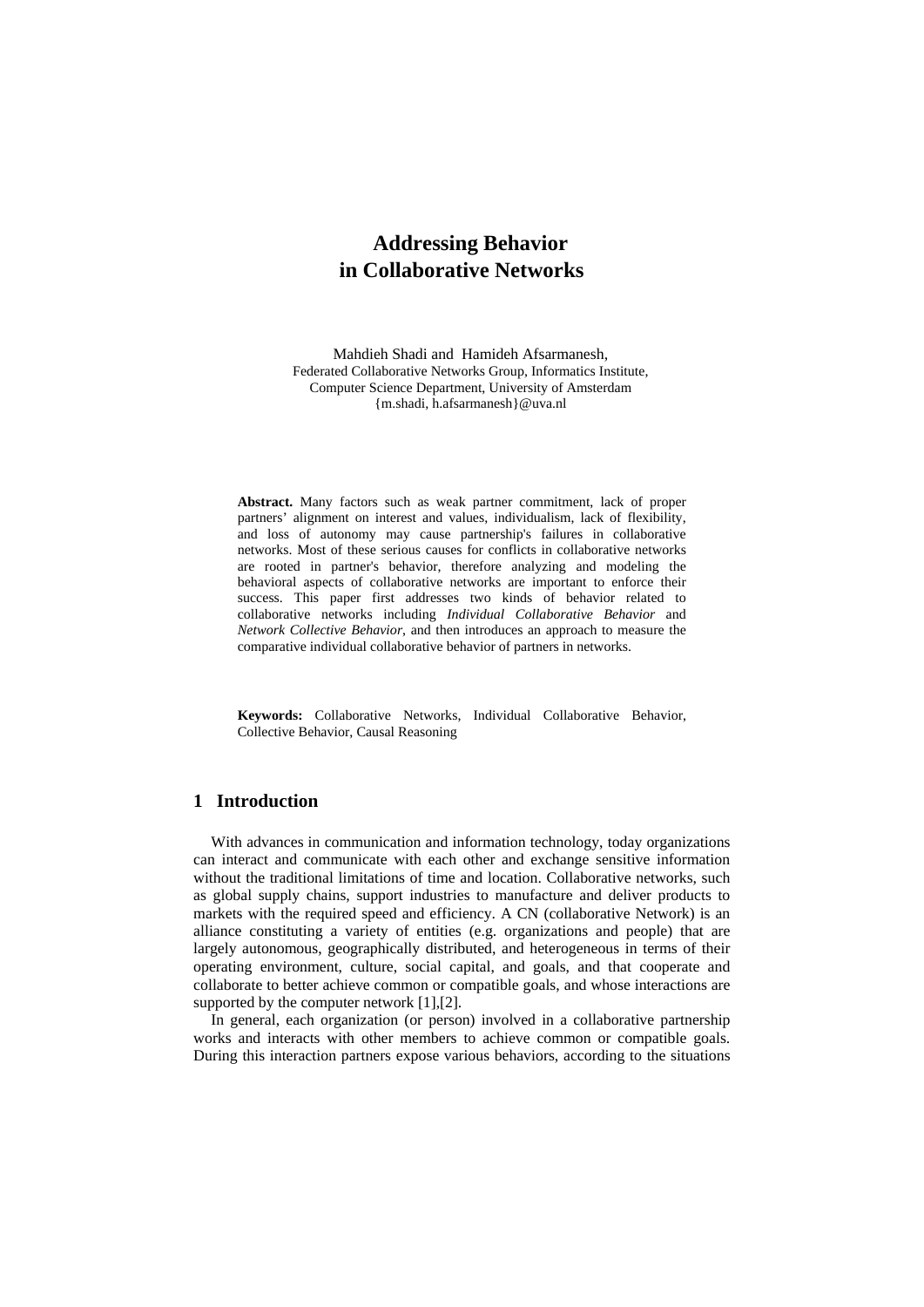# Addressing Behavior in Collaborative Networks

Mahdieh Shadi and Hamideh Afsarmanesh,
Federated Collaborative Networks Group, Informatics Institute,
Computer Science Department, University of Amsterdam
{m.shadi, h.afsarmanesh}@uva.nl

**Abstract.** Many factors such as weak partner commitment, lack of proper partners' alignment on interest and values, individualism, lack of flexibility, and loss of autonomy may cause partnership's failures in collaborative networks. Most of these serious causes for conflicts in collaborative networks are rooted in partner's behavior, therefore analyzing and modeling the behavioral aspects of collaborative networks are important to enforce their success. This paper first addresses two kinds of behavior related to collaborative networks including *Individual Collaborative Behavior* and *Network Collective Behavior*, and then introduces an approach to measure the comparative individual collaborative behavior of partners in networks.

**Keywords:** Collaborative Networks, Individual Collaborative Behavior, Collective Behavior, Causal Reasoning

## 1 Introduction

With advances in communication and information technology, today organizations can interact and communicate with each other and exchange sensitive information without the traditional limitations of time and location. Collaborative networks, such as global supply chains, support industries to manufacture and deliver products to markets with the required speed and efficiency. A CN (collaborative Network) is an alliance constituting a variety of entities (e.g. organizations and people) that are largely autonomous, geographically distributed, and heterogeneous in terms of their operating environment, culture, social capital, and goals, and that cooperate and collaborate to better achieve common or compatible goals, and whose interactions are supported by the computer network [1],[2].

In general, each organization (or person) involved in a collaborative partnership works and interacts with other members to achieve common or compatible goals. During this interaction partners expose various behaviors, according to the situations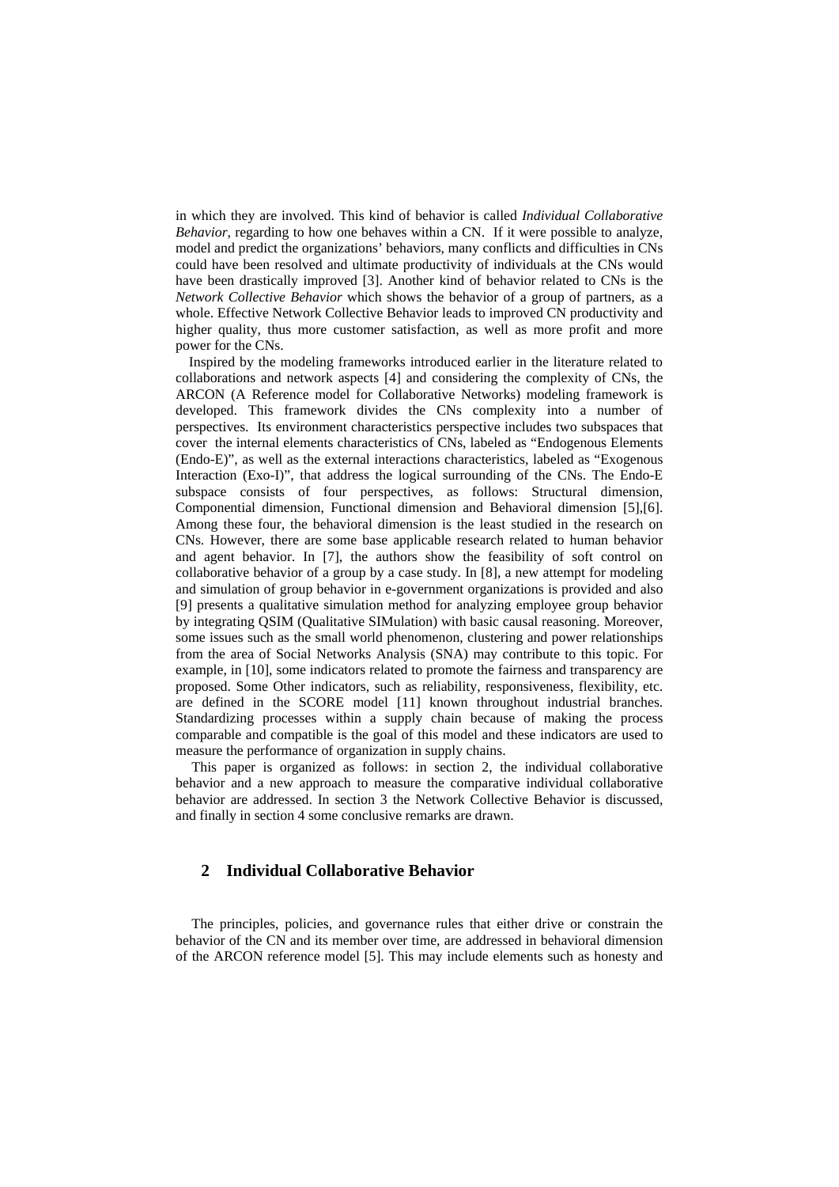in which they are involved. This kind of behavior is called *Individual Collaborative Behavior*, regarding to how one behaves within a CN. If it were possible to analyze, model and predict the organizations' behaviors, many conflicts and difficulties in CNs could have been resolved and ultimate productivity of individuals at the CNs would have been drastically improved [3]. Another kind of behavior related to CNs is the *Network Collective Behavior* which shows the behavior of a group of partners, as a whole. Effective Network Collective Behavior leads to improved CN productivity and higher quality, thus more customer satisfaction, as well as more profit and more power for the CNs.

Inspired by the modeling frameworks introduced earlier in the literature related to collaborations and network aspects [4] and considering the complexity of CNs, the ARCON (A Reference model for Collaborative Networks) modeling framework is developed. This framework divides the CNs complexity into a number of perspectives. Its environment characteristics perspective includes two subspaces that cover the internal elements characteristics of CNs, labeled as "Endogenous Elements (Endo-E)", as well as the external interactions characteristics, labeled as "Exogenous Interaction (Exo-I)", that address the logical surrounding of the CNs. The Endo-E subspace consists of four perspectives, as follows: Structural dimension, Componential dimension, Functional dimension and Behavioral dimension [5],[6]. Among these four, the behavioral dimension is the least studied in the research on CNs. However, there are some base applicable research related to human behavior and agent behavior. In [7], the authors show the feasibility of soft control on collaborative behavior of a group by a case study. In [8], a new attempt for modeling and simulation of group behavior in e-government organizations is provided and also [9] presents a qualitative simulation method for analyzing employee group behavior by integrating QSIM (Qualitative SIMulation) with basic causal reasoning. Moreover, some issues such as the small world phenomenon, clustering and power relationships from the area of Social Networks Analysis (SNA) may contribute to this topic. For example, in [10], some indicators related to promote the fairness and transparency are proposed. Some Other indicators, such as reliability, responsiveness, flexibility, etc. are defined in the SCORE model [11] known throughout industrial branches. Standardizing processes within a supply chain because of making the process comparable and compatible is the goal of this model and these indicators are used to measure the performance of organization in supply chains.

This paper is organized as follows: in section 2, the individual collaborative behavior and a new approach to measure the comparative individual collaborative behavior are addressed. In section 3 the Network Collective Behavior is discussed, and finally in section 4 some conclusive remarks are drawn.

## 2 Individual Collaborative Behavior

The principles, policies, and governance rules that either drive or constrain the behavior of the CN and its member over time, are addressed in behavioral dimension of the ARCON reference model [5]. This may include elements such as honesty and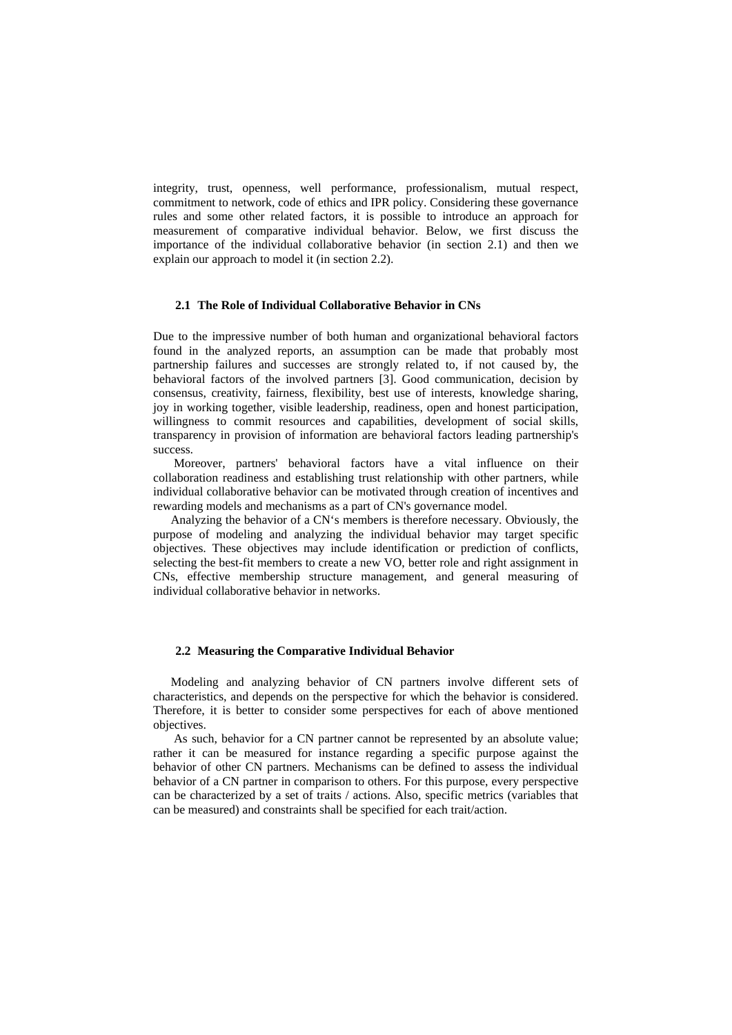integrity, trust, openness, well performance, professionalism, mutual respect, commitment to network, code of ethics and IPR policy. Considering these governance rules and some other related factors, it is possible to introduce an approach for measurement of comparative individual behavior. Below, we first discuss the importance of the individual collaborative behavior (in section 2.1) and then we explain our approach to model it (in section 2.2).

### 2.1 The Role of Individual Collaborative Behavior in CNs

Due to the impressive number of both human and organizational behavioral factors found in the analyzed reports, an assumption can be made that probably most partnership failures and successes are strongly related to, if not caused by, the behavioral factors of the involved partners [3]. Good communication, decision by consensus, creativity, fairness, flexibility, best use of interests, knowledge sharing, joy in working together, visible leadership, readiness, open and honest participation, willingness to commit resources and capabilities, development of social skills, transparency in provision of information are behavioral factors leading partnership's success.

Moreover, partners' behavioral factors have a vital influence on their collaboration readiness and establishing trust relationship with other partners, while individual collaborative behavior can be motivated through creation of incentives and rewarding models and mechanisms as a part of CN's governance model.

Analyzing the behavior of a CN's members is therefore necessary. Obviously, the purpose of modeling and analyzing the individual behavior may target specific objectives. These objectives may include identification or prediction of conflicts, selecting the best-fit members to create a new VO, better role and right assignment in CNs, effective membership structure management, and general measuring of individual collaborative behavior in networks.

### 2.2 Measuring the Comparative Individual Behavior

Modeling and analyzing behavior of CN partners involve different sets of characteristics, and depends on the perspective for which the behavior is considered. Therefore, it is better to consider some perspectives for each of above mentioned objectives.

As such, behavior for a CN partner cannot be represented by an absolute value; rather it can be measured for instance regarding a specific purpose against the behavior of other CN partners. Mechanisms can be defined to assess the individual behavior of a CN partner in comparison to others. For this purpose, every perspective can be characterized by a set of traits / actions. Also, specific metrics (variables that can be measured) and constraints shall be specified for each trait/action.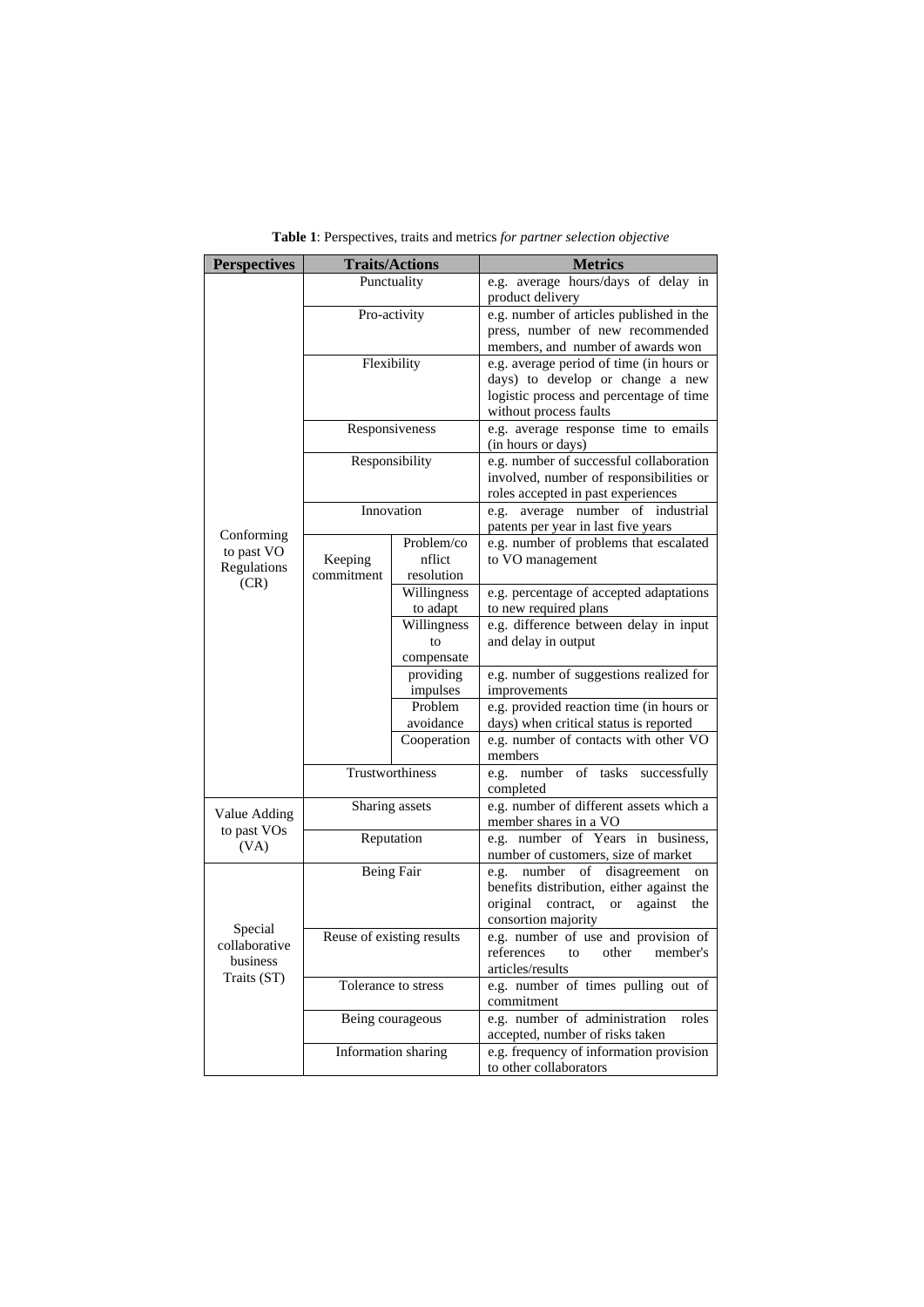**Table 1**: Perspectives, traits and metrics *for partner selection objective*

| Perspectives | Traits/Actions | | Metrics |
|---|---|---|---|
| Conforming to past VO Regulations (CR) | Punctuality | | e.g. average hours/days of delay in product delivery |
| | Pro-activity | | e.g. number of articles published in the press, number of new recommended members, and number of awards won |
| | Flexibility | | e.g. average period of time (in hours or days) to develop or change a new logistic process and percentage of time without process faults |
| | Responsiveness | | e.g. average response time to emails (in hours or days) |
| | Responsibility | | e.g. number of successful collaboration involved, number of responsibilities or roles accepted in past experiences |
| | Innovation | | e.g. average number of industrial patents per year in last five years |
| | Keeping commitment | Problem/conflict resolution | e.g. number of problems that escalated to VO management |
| | | Willingness to adapt | e.g. percentage of accepted adaptations to new required plans |
| | | Willingness to compensate | e.g. difference between delay in input and delay in output |
| | | providing impulses | e.g. number of suggestions realized for improvements |
| | | Problem avoidance | e.g. provided reaction time (in hours or days) when critical status is reported |
| | | Cooperation | e.g. number of contacts with other VO members |
| | Trustworthiness | | e.g. number of tasks successfully completed |
| Value Adding to past VOs (VA) | Sharing assets | | e.g. number of different assets which a member shares in a VO |
| | Reputation | | e.g. number of Years in business, number of customers, size of market |
| Special collaborative business Traits (ST) | Being Fair | | e.g. number of disagreement on benefits distribution, either against the original contract, or against the consortion majority |
| | Reuse of existing results | | e.g. number of use and provision of references to other member's articles/results |
| | Tolerance to stress | | e.g. number of times pulling out of commitment |
| | Being courageous | | e.g. number of administration roles accepted, number of risks taken |
| | Information sharing | | e.g. frequency of information provision to other collaborators |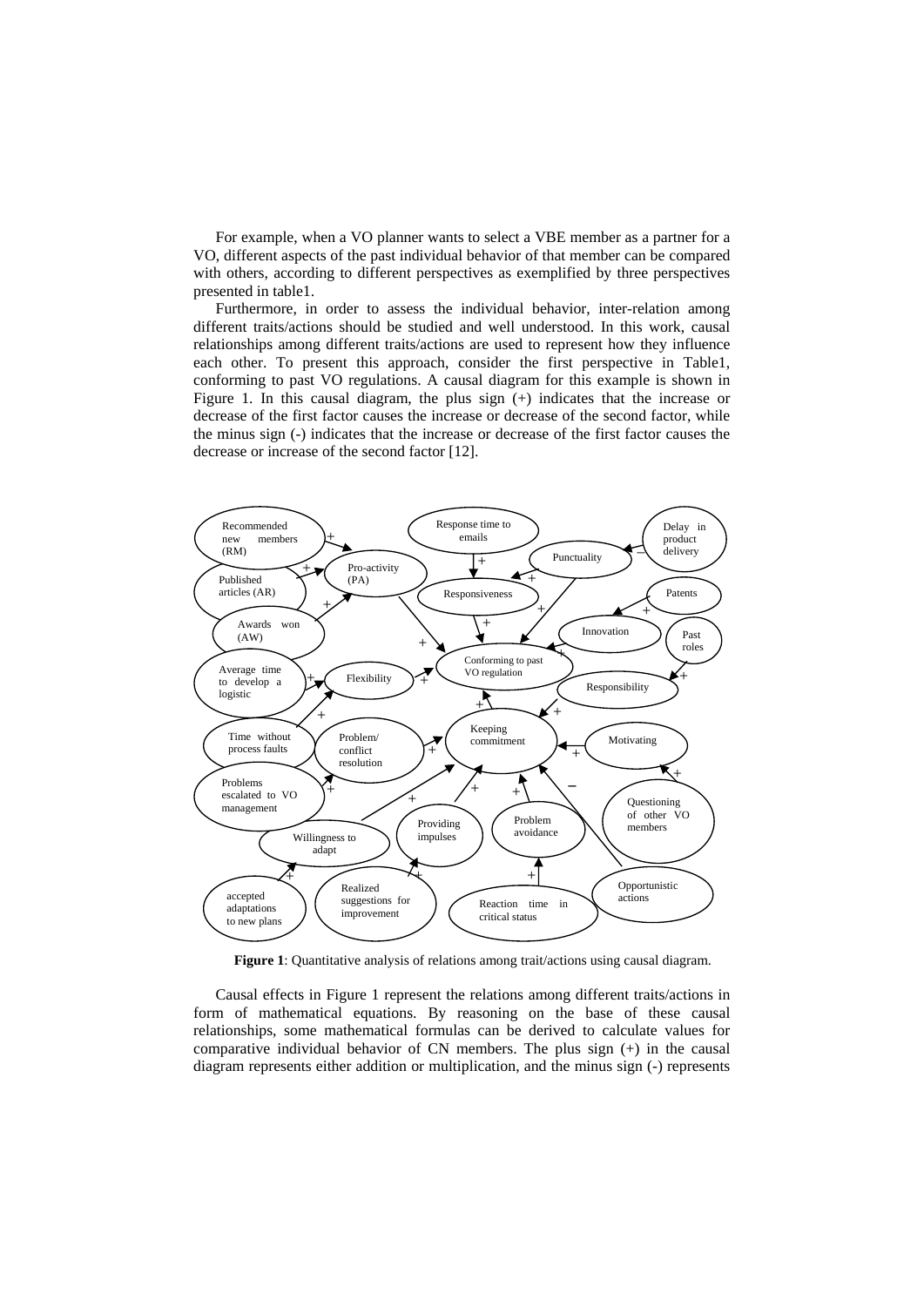For example, when a VO planner wants to select a VBE member as a partner for a VO, different aspects of the past individual behavior of that member can be compared with others, according to different perspectives as exemplified by three perspectives presented in table1.

Furthermore, in order to assess the individual behavior, inter-relation among different traits/actions should be studied and well understood. In this work, causal relationships among different traits/actions are used to represent how they influence each other. To present this approach, consider the first perspective in Table1, conforming to past VO regulations. A causal diagram for this example is shown in Figure 1. In this causal diagram, the plus sign (+) indicates that the increase or decrease of the first factor causes the increase or decrease of the second factor, while the minus sign (-) indicates that the increase or decrease of the first factor causes the decrease or increase of the second factor [12].

**Figure 1**: Quantitative analysis of relations among trait/actions using causal diagram.

Causal effects in Figure 1 represent the relations among different traits/actions in form of mathematical equations. By reasoning on the base of these causal relationships, some mathematical formulas can be derived to calculate values for comparative individual behavior of CN members. The plus sign (+) in the causal diagram represents either addition or multiplication, and the minus sign (-) represents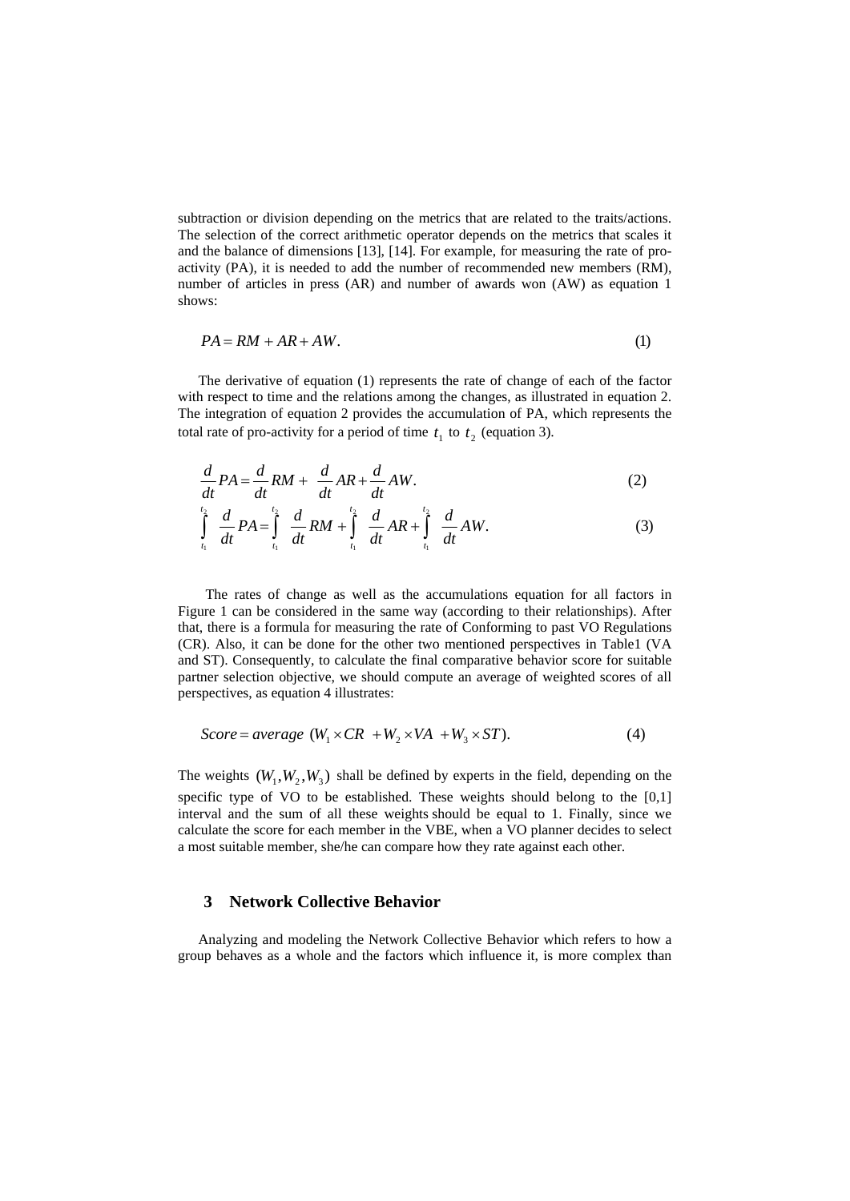subtraction or division depending on the metrics that are related to the traits/actions. The selection of the correct arithmetic operator depends on the metrics that scales it and the balance of dimensions [13], [14]. For example, for measuring the rate of pro-activity (PA), it is needed to add the number of recommended new members (RM), number of articles in press (AR) and number of awards won (AW) as equation 1 shows:

$$PA = RM + AR + AW. \tag{1}$$

The derivative of equation (1) represents the rate of change of each of the factor with respect to time and the relations among the changes, as illustrated in equation 2. The integration of equation 2 provides the accumulation of PA, which represents the total rate of pro-activity for a period of time $t_1$ to $t_2$ (equation 3).

$$\frac{d}{dt}PA = \frac{d}{dt}RM + \frac{d}{dt}AR + \frac{d}{dt}AW. \tag{2}$$

$$\int_{t_1}^{t_2} \frac{d}{dt}PA = \int_{t_1}^{t_2} \frac{d}{dt}RM + \int_{t_1}^{t_2} \frac{d}{dt}AR + \int_{t_1}^{t_2} \frac{d}{dt}AW. \tag{3}$$

The rates of change as well as the accumulations equation for all factors in Figure 1 can be considered in the same way (according to their relationships). After that, there is a formula for measuring the rate of Conforming to past VO Regulations (CR). Also, it can be done for the other two mentioned perspectives in Table1 (VA and ST). Consequently, to calculate the final comparative behavior score for suitable partner selection objective, we should compute an average of weighted scores of all perspectives, as equation 4 illustrates:

$$Score = average\ (W_1 \times CR\ + W_2 \times VA\ + W_3 \times ST). \tag{4}$$

The weights $(W_1, W_2, W_3)$ shall be defined by experts in the field, depending on the specific type of VO to be established. These weights should belong to the [0,1] interval and the sum of all these weights should be equal to 1. Finally, since we calculate the score for each member in the VBE, when a VO planner decides to select a most suitable member, she/he can compare how they rate against each other.

## 3 Network Collective Behavior

Analyzing and modeling the Network Collective Behavior which refers to how a group behaves as a whole and the factors which influence it, is more complex than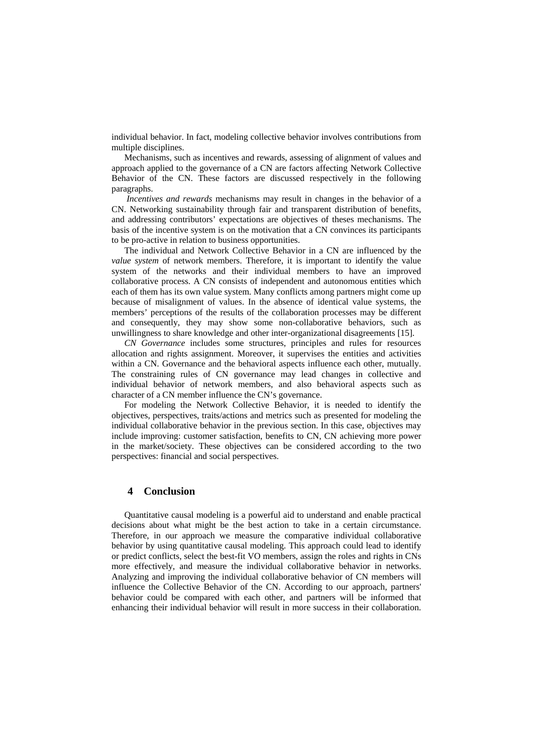individual behavior. In fact, modeling collective behavior involves contributions from multiple disciplines.

Mechanisms, such as incentives and rewards, assessing of alignment of values and approach applied to the governance of a CN are factors affecting Network Collective Behavior of the CN. These factors are discussed respectively in the following paragraphs.

*Incentives and rewards* mechanisms may result in changes in the behavior of a CN. Networking sustainability through fair and transparent distribution of benefits, and addressing contributors' expectations are objectives of theses mechanisms. The basis of the incentive system is on the motivation that a CN convinces its participants to be pro-active in relation to business opportunities.

The individual and Network Collective Behavior in a CN are influenced by the *value system* of network members. Therefore, it is important to identify the value system of the networks and their individual members to have an improved collaborative process. A CN consists of independent and autonomous entities which each of them has its own value system. Many conflicts among partners might come up because of misalignment of values. In the absence of identical value systems, the members' perceptions of the results of the collaboration processes may be different and consequently, they may show some non-collaborative behaviors, such as unwillingness to share knowledge and other inter-organizational disagreements [15].

*CN Governance* includes some structures, principles and rules for resources allocation and rights assignment. Moreover, it supervises the entities and activities within a CN. Governance and the behavioral aspects influence each other, mutually. The constraining rules of CN governance may lead changes in collective and individual behavior of network members, and also behavioral aspects such as character of a CN member influence the CN's governance.

For modeling the Network Collective Behavior, it is needed to identify the objectives, perspectives, traits/actions and metrics such as presented for modeling the individual collaborative behavior in the previous section. In this case, objectives may include improving: customer satisfaction, benefits to CN, CN achieving more power in the market/society. These objectives can be considered according to the two perspectives: financial and social perspectives.

## 4 Conclusion

Quantitative causal modeling is a powerful aid to understand and enable practical decisions about what might be the best action to take in a certain circumstance. Therefore, in our approach we measure the comparative individual collaborative behavior by using quantitative causal modeling. This approach could lead to identify or predict conflicts, select the best-fit VO members, assign the roles and rights in CNs more effectively, and measure the individual collaborative behavior in networks. Analyzing and improving the individual collaborative behavior of CN members will influence the Collective Behavior of the CN. According to our approach, partners' behavior could be compared with each other, and partners will be informed that enhancing their individual behavior will result in more success in their collaboration.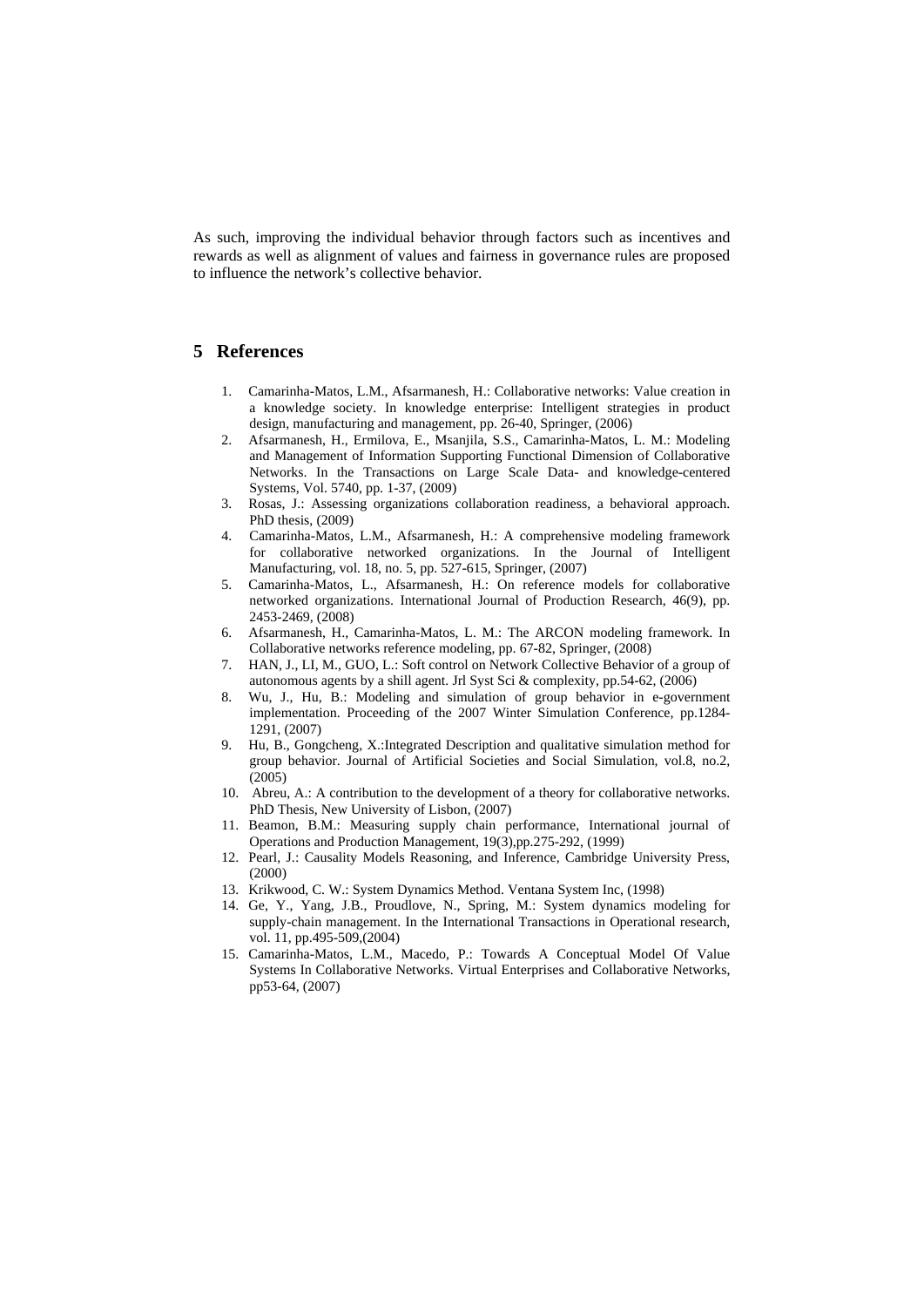As such, improving the individual behavior through factors such as incentives and rewards as well as alignment of values and fairness in governance rules are proposed to influence the network's collective behavior.

## 5 References

1. Camarinha-Matos, L.M., Afsarmanesh, H.: Collaborative networks: Value creation in a knowledge society. In knowledge enterprise: Intelligent strategies in product design, manufacturing and management, pp. 26-40, Springer, (2006)
2. Afsarmanesh, H., Ermilova, E., Msanjila, S.S., Camarinha-Matos, L. M.: Modeling and Management of Information Supporting Functional Dimension of Collaborative Networks. In the Transactions on Large Scale Data- and knowledge-centered Systems, Vol. 5740, pp. 1-37, (2009)
3. Rosas, J.: Assessing organizations collaboration readiness, a behavioral approach. PhD thesis, (2009)
4. Camarinha-Matos, L.M., Afsarmanesh, H.: A comprehensive modeling framework for collaborative networked organizations. In the Journal of Intelligent Manufacturing, vol. 18, no. 5, pp. 527-615, Springer, (2007)
5. Camarinha-Matos, L., Afsarmanesh, H.: On reference models for collaborative networked organizations. International Journal of Production Research, 46(9), pp. 2453-2469, (2008)
6. Afsarmanesh, H., Camarinha-Matos, L. M.: The ARCON modeling framework. In Collaborative networks reference modeling, pp. 67-82, Springer, (2008)
7. HAN, J., LI, M., GUO, L.: Soft control on Network Collective Behavior of a group of autonomous agents by a shill agent. Jrl Syst Sci & complexity, pp.54-62, (2006)
8. Wu, J., Hu, B.: Modeling and simulation of group behavior in e-government implementation. Proceeding of the 2007 Winter Simulation Conference, pp.1284-1291, (2007)
9. Hu, B., Gongcheng, X.:Integrated Description and qualitative simulation method for group behavior. Journal of Artificial Societies and Social Simulation, vol.8, no.2, (2005)
10. Abreu, A.: A contribution to the development of a theory for collaborative networks. PhD Thesis, New University of Lisbon, (2007)
11. Beamon, B.M.: Measuring supply chain performance, International journal of Operations and Production Management, 19(3),pp.275-292, (1999)
12. Pearl, J.: Causality Models Reasoning, and Inference, Cambridge University Press, (2000)
13. Krikwood, C. W.: System Dynamics Method. Ventana System Inc, (1998)
14. Ge, Y., Yang, J.B., Proudlove, N., Spring, M.: System dynamics modeling for supply-chain management. In the International Transactions in Operational research, vol. 11, pp.495-509,(2004)
15. Camarinha-Matos, L.M., Macedo, P.: Towards A Conceptual Model Of Value Systems In Collaborative Networks. Virtual Enterprises and Collaborative Networks, pp53-64, (2007)